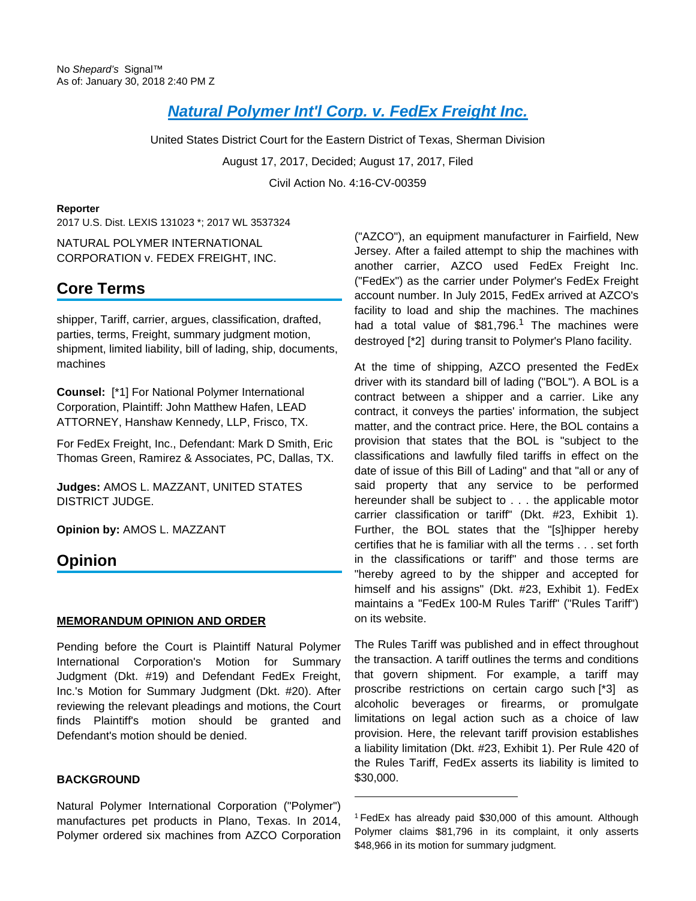No *Shepard's* Signal™
As of: January 30, 2018 2:40 PM Z

# Natural Polymer Int'l Corp. v. FedEx Freight Inc.

United States District Court for the Eastern District of Texas, Sherman Division

August 17, 2017, Decided; August 17, 2017, Filed

Civil Action No. 4:16-CV-00359

**Reporter**

2017 U.S. Dist. LEXIS 131023 *; 2017 WL 3537324

NATURAL POLYMER INTERNATIONAL CORPORATION v. FEDEX FREIGHT, INC.

## Core Terms

shipper, Tariff, carrier, argues, classification, drafted, parties, terms, Freight, summary judgment motion, shipment, limited liability, bill of lading, ship, documents, machines

**Counsel:** [*1] For National Polymer International Corporation, Plaintiff: John Matthew Hafen, LEAD ATTORNEY, Hanshaw Kennedy, LLP, Frisco, TX.

For FedEx Freight, Inc., Defendant: Mark D Smith, Eric Thomas Green, Ramirez & Associates, PC, Dallas, TX.

**Judges:** AMOS L. MAZZANT, UNITED STATES DISTRICT JUDGE.

**Opinion by:** AMOS L. MAZZANT

## Opinion

**MEMORANDUM OPINION AND ORDER**

Pending before the Court is Plaintiff Natural Polymer International Corporation's Motion for Summary Judgment (Dkt. #19) and Defendant FedEx Freight, Inc.'s Motion for Summary Judgment (Dkt. #20). After reviewing the relevant pleadings and motions, the Court finds Plaintiff's motion should be granted and Defendant's motion should be denied.

**BACKGROUND**

Natural Polymer International Corporation ("Polymer") manufactures pet products in Plano, Texas. In 2014, Polymer ordered six machines from AZCO Corporation ("AZCO"), an equipment manufacturer in Fairfield, New Jersey. After a failed attempt to ship the machines with another carrier, AZCO used FedEx Freight Inc. ("FedEx") as the carrier under Polymer's FedEx Freight account number. In July 2015, FedEx arrived at AZCO's facility to load and ship the machines. The machines had a total value of $81,796.[1] The machines were destroyed [*2] during transit to Polymer's Plano facility.

At the time of shipping, AZCO presented the FedEx driver with its standard bill of lading ("BOL"). A BOL is a contract between a shipper and a carrier. Like any contract, it conveys the parties' information, the subject matter, and the contract price. Here, the BOL contains a provision that states that the BOL is "subject to the classifications and lawfully filed tariffs in effect on the date of issue of this Bill of Lading" and that "all or any of said property that any service to be performed hereunder shall be subject to . . . the applicable motor carrier classification or tariff" (Dkt. #23, Exhibit 1). Further, the BOL states that the "[s]hipper hereby certifies that he is familiar with all the terms . . . set forth in the classifications or tariff" and those terms are "hereby agreed to by the shipper and accepted for himself and his assigns" (Dkt. #23, Exhibit 1). FedEx maintains a "FedEx 100-M Rules Tariff" ("Rules Tariff") on its website.

The Rules Tariff was published and in effect throughout the transaction. A tariff outlines the terms and conditions that govern shipment. For example, a tariff may proscribe restrictions on certain cargo such [*3] as alcoholic beverages or firearms, or promulgate limitations on legal action such as a choice of law provision. Here, the relevant tariff provision establishes a liability limitation (Dkt. #23, Exhibit 1). Per Rule 420 of the Rules Tariff, FedEx asserts its liability is limited to $30,000.

---

[1] FedEx has already paid $30,000 of this amount. Although Polymer claims $81,796 in its complaint, it only asserts $48,966 in its motion for summary judgment.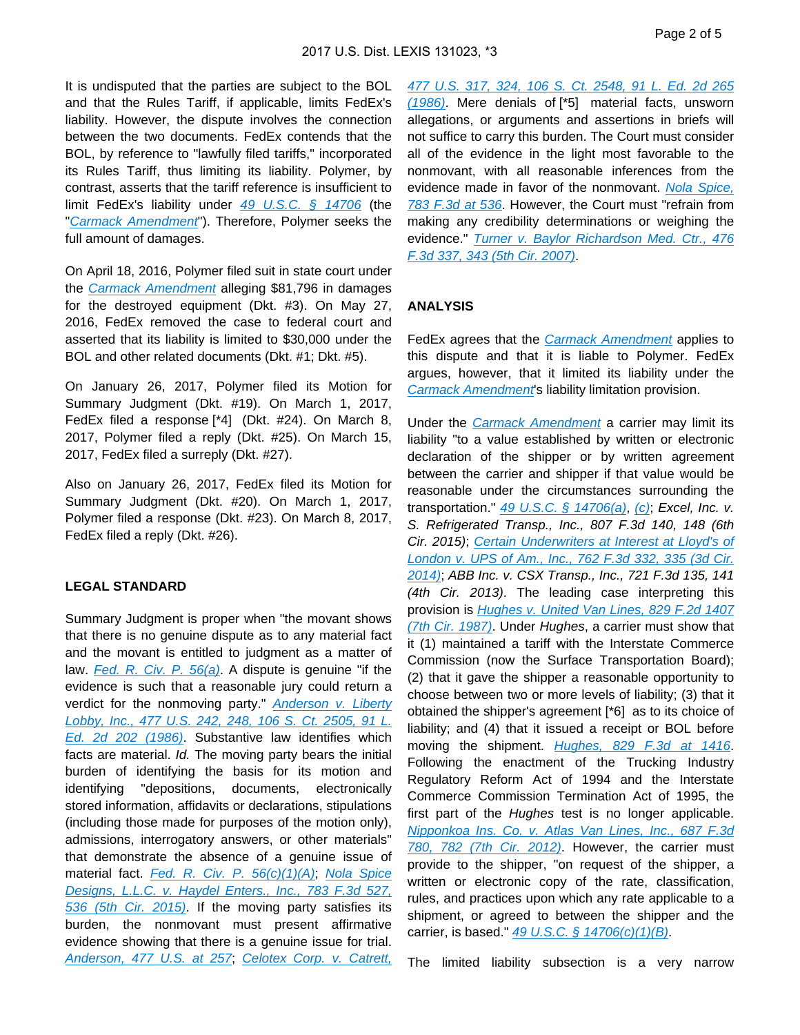It is undisputed that the parties are subject to the BOL and that the Rules Tariff, if applicable, limits FedEx's liability. However, the dispute involves the connection between the two documents. FedEx contends that the BOL, by reference to "lawfully filed tariffs," incorporated its Rules Tariff, thus limiting its liability. Polymer, by contrast, asserts that the tariff reference is insufficient to limit FedEx's liability under 49 U.S.C. § 14706 (the "Carmack Amendment"). Therefore, Polymer seeks the full amount of damages.

On April 18, 2016, Polymer filed suit in state court under the Carmack Amendment alleging $81,796 in damages for the destroyed equipment (Dkt. #3). On May 27, 2016, FedEx removed the case to federal court and asserted that its liability is limited to $30,000 under the BOL and other related documents (Dkt. #1; Dkt. #5).

On January 26, 2017, Polymer filed its Motion for Summary Judgment (Dkt. #19). On March 1, 2017, FedEx filed a response [*4] (Dkt. #24). On March 8, 2017, Polymer filed a reply (Dkt. #25). On March 15, 2017, FedEx filed a surreply (Dkt. #27).

Also on January 26, 2017, FedEx filed its Motion for Summary Judgment (Dkt. #20). On March 1, 2017, Polymer filed a response (Dkt. #23). On March 8, 2017, FedEx filed a reply (Dkt. #26).

## LEGAL STANDARD

Summary Judgment is proper when "the movant shows that there is no genuine dispute as to any material fact and the movant is entitled to judgment as a matter of law. *Fed. R. Civ. P. 56(a)*. A dispute is genuine "if the evidence is such that a reasonable jury could return a verdict for the nonmoving party." *Anderson v. Liberty Lobby, Inc., 477 U.S. 242, 248, 106 S. Ct. 2505, 91 L. Ed. 2d 202 (1986)*. Substantive law identifies which facts are material. *Id.* The moving party bears the initial burden of identifying the basis for its motion and identifying "depositions, documents, electronically stored information, affidavits or declarations, stipulations (including those made for purposes of the motion only), admissions, interrogatory answers, or other materials" that demonstrate the absence of a genuine issue of material fact. *Fed. R. Civ. P. 56(c)(1)(A)*; *Nola Spice Designs, L.L.C. v. Haydel Enters., Inc., 783 F.3d 527, 536 (5th Cir. 2015)*. If the moving party satisfies its burden, the nonmovant must present affirmative evidence showing that there is a genuine issue for trial. *Anderson, 477 U.S. at 257*; *Celotex Corp. v. Catrett, 477 U.S. 317, 324, 106 S. Ct. 2548, 91 L. Ed. 2d 265 (1986)*. Mere denials of [*5] material facts, unsworn allegations, or arguments and assertions in briefs will not suffice to carry this burden. The Court must consider all of the evidence in the light most favorable to the nonmovant, with all reasonable inferences from the evidence made in favor of the nonmovant. *Nola Spice, 783 F.3d at 536*. However, the Court must "refrain from making any credibility determinations or weighing the evidence." *Turner v. Baylor Richardson Med. Ctr., 476 F.3d 337, 343 (5th Cir. 2007)*.

## ANALYSIS

FedEx agrees that the Carmack Amendment applies to this dispute and that it is liable to Polymer. FedEx argues, however, that it limited its liability under the Carmack Amendment's liability limitation provision.

Under the Carmack Amendment a carrier may limit its liability "to a value established by written or electronic declaration of the shipper or by written agreement between the carrier and shipper if that value would be reasonable under the circumstances surrounding the transportation." *49 U.S.C. § 14706(a)*, *(c)*; *Excel, Inc. v. S. Refrigerated Transp., Inc., 807 F.3d 140, 148 (6th Cir. 2015)*; *Certain Underwriters at Interest at Lloyd's of London v. UPS of Am., Inc., 762 F.3d 332, 335 (3d Cir. 2014)*; *ABB Inc. v. CSX Transp., Inc., 721 F.3d 135, 141 (4th Cir. 2013)*. The leading case interpreting this provision is *Hughes v. United Van Lines, 829 F.2d 1407 (7th Cir. 1987)*. Under *Hughes*, a carrier must show that it (1) maintained a tariff with the Interstate Commerce Commission (now the Surface Transportation Board); (2) that it gave the shipper a reasonable opportunity to choose between two or more levels of liability; (3) that it obtained the shipper's agreement [*6] as to its choice of liability; and (4) that it issued a receipt or BOL before moving the shipment. *Hughes, 829 F.3d at 1416*. Following the enactment of the Trucking Industry Regulatory Reform Act of 1994 and the Interstate Commerce Commission Termination Act of 1995, the first part of the *Hughes* test is no longer applicable. *Nipponkoa Ins. Co. v. Atlas Van Lines, Inc., 687 F.3d 780, 782 (7th Cir. 2012)*. However, the carrier must provide to the shipper, "on request of the shipper, a written or electronic copy of the rate, classification, rules, and practices upon which any rate applicable to a shipment, or agreed to between the shipper and the carrier, is based." *49 U.S.C. § 14706(c)(1)(B)*.

The limited liability subsection is a very narrow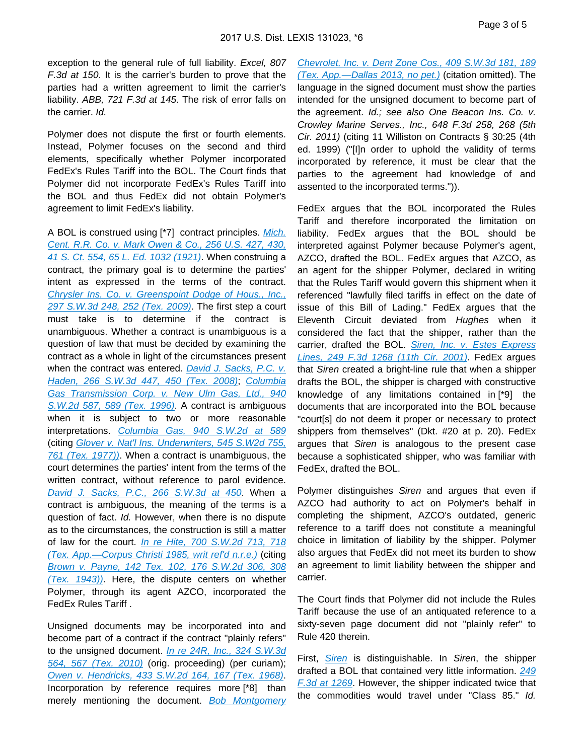exception to the general rule of full liability. *Excel, 807 F.3d at 150*. It is the carrier's burden to prove that the parties had a written agreement to limit the carrier's liability. *ABB, 721 F.3d at 145*. The risk of error falls on the carrier. *Id.*

Polymer does not dispute the first or fourth elements. Instead, Polymer focuses on the second and third elements, specifically whether Polymer incorporated FedEx's Rules Tariff into the BOL. The Court finds that Polymer did not incorporate FedEx's Rules Tariff into the BOL and thus FedEx did not obtain Polymer's agreement to limit FedEx's liability.

A BOL is construed using [*7] contract principles. *Mich. Cent. R.R. Co. v. Mark Owen & Co., 256 U.S. 427, 430, 41 S. Ct. 554, 65 L. Ed. 1032 (1921)*. When construing a contract, the primary goal is to determine the parties' intent as expressed in the terms of the contract. *Chrysler Ins. Co. v. Greenspoint Dodge of Hous., Inc., 297 S.W.3d 248, 252 (Tex. 2009)*. The first step a court must take is to determine if the contract is unambiguous. Whether a contract is unambiguous is a question of law that must be decided by examining the contract as a whole in light of the circumstances present when the contract was entered. *David J. Sacks, P.C. v. Haden, 266 S.W.3d 447, 450 (Tex. 2008)*; *Columbia Gas Transmission Corp. v. New Ulm Gas, Ltd., 940 S.W.2d 587, 589 (Tex. 1996)*. A contract is ambiguous when it is subject to two or more reasonable interpretations. *Columbia Gas, 940 S.W.2d at 589* (citing *Glover v. Nat'l Ins. Underwriters, 545 S.W2d 755, 761 (Tex. 1977)*). When a contract is unambiguous, the court determines the parties' intent from the terms of the written contract, without reference to parol evidence. *David J. Sacks, P.C., 266 S.W.3d at 450*. When a contract is ambiguous, the meaning of the terms is a question of fact. *Id.* However, when there is no dispute as to the circumstances, the construction is still a matter of law for the court. *In re Hite, 700 S.W.2d 713, 718 (Tex. App.—Corpus Christi 1985, writ ref'd n.r.e.)* (citing *Brown v. Payne, 142 Tex. 102, 176 S.W.2d 306, 308 (Tex. 1943)*). Here, the dispute centers on whether Polymer, through its agent AZCO, incorporated the FedEx Rules Tariff .

Unsigned documents may be incorporated into and become part of a contract if the contract "plainly refers" to the unsigned document. *In re 24R, Inc., 324 S.W.3d 564, 567 (Tex. 2010)* (orig. proceeding) (per curiam); *Owen v. Hendricks, 433 S.W.2d 164, 167 (Tex. 1968)*. Incorporation by reference requires more [*8] than merely mentioning the document. *Bob Montgomery Chevrolet, Inc. v. Dent Zone Cos., 409 S.W.3d 181, 189 (Tex. App.—Dallas 2013, no pet.)* (citation omitted). The language in the signed document must show the parties intended for the unsigned document to become part of the agreement. *Id.; see also One Beacon Ins. Co. v. Crowley Marine Serves., Inc., 648 F.3d 258, 268 (5th Cir. 2011)* (citing 11 Williston on Contracts § 30:25 (4th ed. 1999) ("[I]n order to uphold the validity of terms incorporated by reference, it must be clear that the parties to the agreement had knowledge of and assented to the incorporated terms.")).

FedEx argues that the BOL incorporated the Rules Tariff and therefore incorporated the limitation on liability. FedEx argues that the BOL should be interpreted against Polymer because Polymer's agent, AZCO, drafted the BOL. FedEx argues that AZCO, as an agent for the shipper Polymer, declared in writing that the Rules Tariff would govern this shipment when it referenced "lawfully filed tariffs in effect on the date of issue of this Bill of Lading." FedEx argues that the Eleventh Circuit deviated from *Hughes* when it considered the fact that the shipper, rather than the carrier, drafted the BOL. *Siren, Inc. v. Estes Express Lines, 249 F.3d 1268 (11th Cir. 2001)*. FedEx argues that *Siren* created a bright-line rule that when a shipper drafts the BOL, the shipper is charged with constructive knowledge of any limitations contained in [*9] the documents that are incorporated into the BOL because "court[s] do not deem it proper or necessary to protect shippers from themselves" (Dkt. #20 at p. 20). FedEx argues that *Siren* is analogous to the present case because a sophisticated shipper, who was familiar with FedEx, drafted the BOL.

Polymer distinguishes *Siren* and argues that even if AZCO had authority to act on Polymer's behalf in completing the shipment, AZCO's outdated, generic reference to a tariff does not constitute a meaningful choice in limitation of liability by the shipper. Polymer also argues that FedEx did not meet its burden to show an agreement to limit liability between the shipper and carrier.

The Court finds that Polymer did not include the Rules Tariff because the use of an antiquated reference to a sixty-seven page document did not "plainly refer" to Rule 420 therein.

First, *Siren* is distinguishable. In *Siren*, the shipper drafted a BOL that contained very little information. *249 F.3d at 1269*. However, the shipper indicated twice that the commodities would travel under "Class 85." *Id.*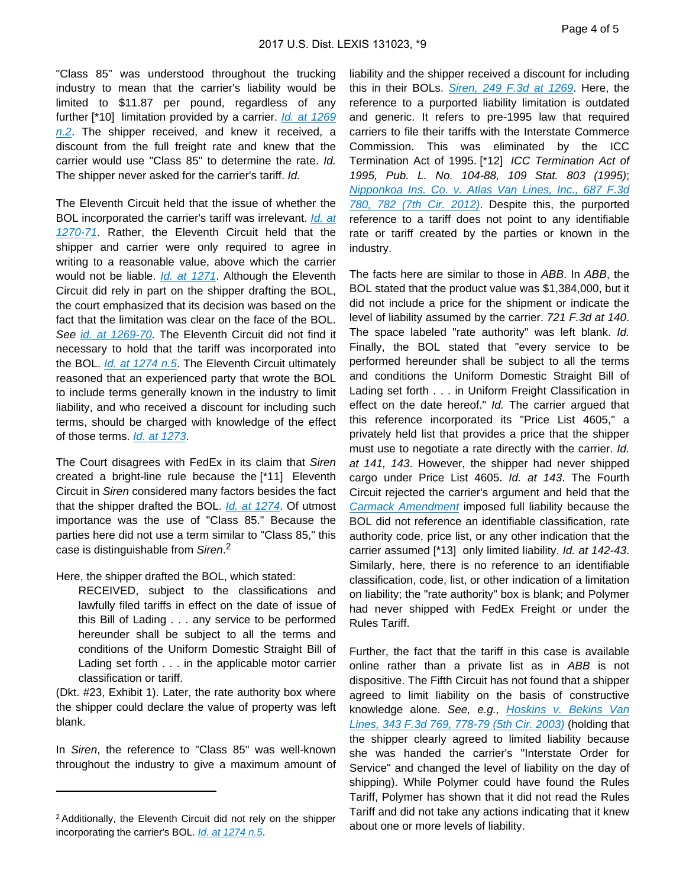"Class 85" was understood throughout the trucking industry to mean that the carrier's liability would be limited to $11.87 per pound, regardless of any further [*10] limitation provided by a carrier. *Id. at 1269 n.2*. The shipper received, and knew it received, a discount from the full freight rate and knew that the carrier would use "Class 85" to determine the rate. *Id.* The shipper never asked for the carrier's tariff. *Id.*

The Eleventh Circuit held that the issue of whether the BOL incorporated the carrier's tariff was irrelevant. *Id. at 1270-71*. Rather, the Eleventh Circuit held that the shipper and carrier were only required to agree in writing to a reasonable value, above which the carrier would not be liable. *Id. at 1271*. Although the Eleventh Circuit did rely in part on the shipper drafting the BOL, the court emphasized that its decision was based on the fact that the limitation was clear on the face of the BOL. *See id. at 1269-70*. The Eleventh Circuit did not find it necessary to hold that the tariff was incorporated into the BOL. *Id. at 1274 n.5*. The Eleventh Circuit ultimately reasoned that an experienced party that wrote the BOL to include terms generally known in the industry to limit liability, and who received a discount for including such terms, should be charged with knowledge of the effect of those terms. *Id. at 1273*.

The Court disagrees with FedEx in its claim that *Siren* created a bright-line rule because the [*11] Eleventh Circuit in *Siren* considered many factors besides the fact that the shipper drafted the BOL. *Id. at 1274*. Of utmost importance was the use of "Class 85." Because the parties here did not use a term similar to "Class 85," this case is distinguishable from *Siren*.[2]

Here, the shipper drafted the BOL, which stated:

> RECEIVED, subject to the classifications and lawfully filed tariffs in effect on the date of issue of this Bill of Lading . . . any service to be performed hereunder shall be subject to all the terms and conditions of the Uniform Domestic Straight Bill of Lading set forth . . . in the applicable motor carrier classification or tariff.

(Dkt. #23, Exhibit 1). Later, the rate authority box where the shipper could declare the value of property was left blank.

In *Siren*, the reference to "Class 85" was well-known throughout the industry to give a maximum amount of liability and the shipper received a discount for including this in their BOLs. *Siren, 249 F.3d at 1269*. Here, the reference to a purported liability limitation is outdated and generic. It refers to pre-1995 law that required carriers to file their tariffs with the Interstate Commerce Commission. This was eliminated by the ICC Termination Act of 1995. [*12] *ICC Termination Act of 1995, Pub. L. No. 104-88, 109 Stat. 803 (1995)*; *Nipponkoa Ins. Co. v. Atlas Van Lines, Inc., 687 F.3d 780, 782 (7th Cir. 2012)*. Despite this, the purported reference to a tariff does not point to any identifiable rate or tariff created by the parties or known in the industry.

The facts here are similar to those in *ABB*. In *ABB*, the BOL stated that the product value was $1,384,000, but it did not include a price for the shipment or indicate the level of liability assumed by the carrier. *721 F.3d at 140*. The space labeled "rate authority" was left blank. *Id.* Finally, the BOL stated that "every service to be performed hereunder shall be subject to all the terms and conditions the Uniform Domestic Straight Bill of Lading set forth . . . in Uniform Freight Classification in effect on the date hereof." *Id.* The carrier argued that this reference incorporated its "Price List 4605," a privately held list that provides a price that the shipper must use to negotiate a rate directly with the carrier. *Id. at 141, 143*. However, the shipper had never shipped cargo under Price List 4605. *Id. at 143*. The Fourth Circuit rejected the carrier's argument and held that the Carmack Amendment imposed full liability because the BOL did not reference an identifiable classification, rate authority code, price list, or any other indication that the carrier assumed [*13] only limited liability. *Id. at 142-43*. Similarly, here, there is no reference to an identifiable classification, code, list, or other indication of a limitation on liability; the "rate authority" box is blank; and Polymer had never shipped with FedEx Freight or under the Rules Tariff.

Further, the fact that the tariff in this case is available online rather than a private list as in *ABB* is not dispositive. The Fifth Circuit has not found that a shipper agreed to limit liability on the basis of constructive knowledge alone. *See, e.g., Hoskins v. Bekins Van Lines, 343 F.3d 769, 778-79 (5th Cir. 2003)* (holding that the shipper clearly agreed to limited liability because she was handed the carrier's "Interstate Order for Service" and changed the level of liability on the day of shipping). While Polymer could have found the Rules Tariff, Polymer has shown that it did not read the Rules Tariff and did not take any actions indicating that it knew about one or more levels of liability.

---

[2] Additionally, the Eleventh Circuit did not rely on the shipper incorporating the carrier's BOL. *Id. at 1274 n.5*.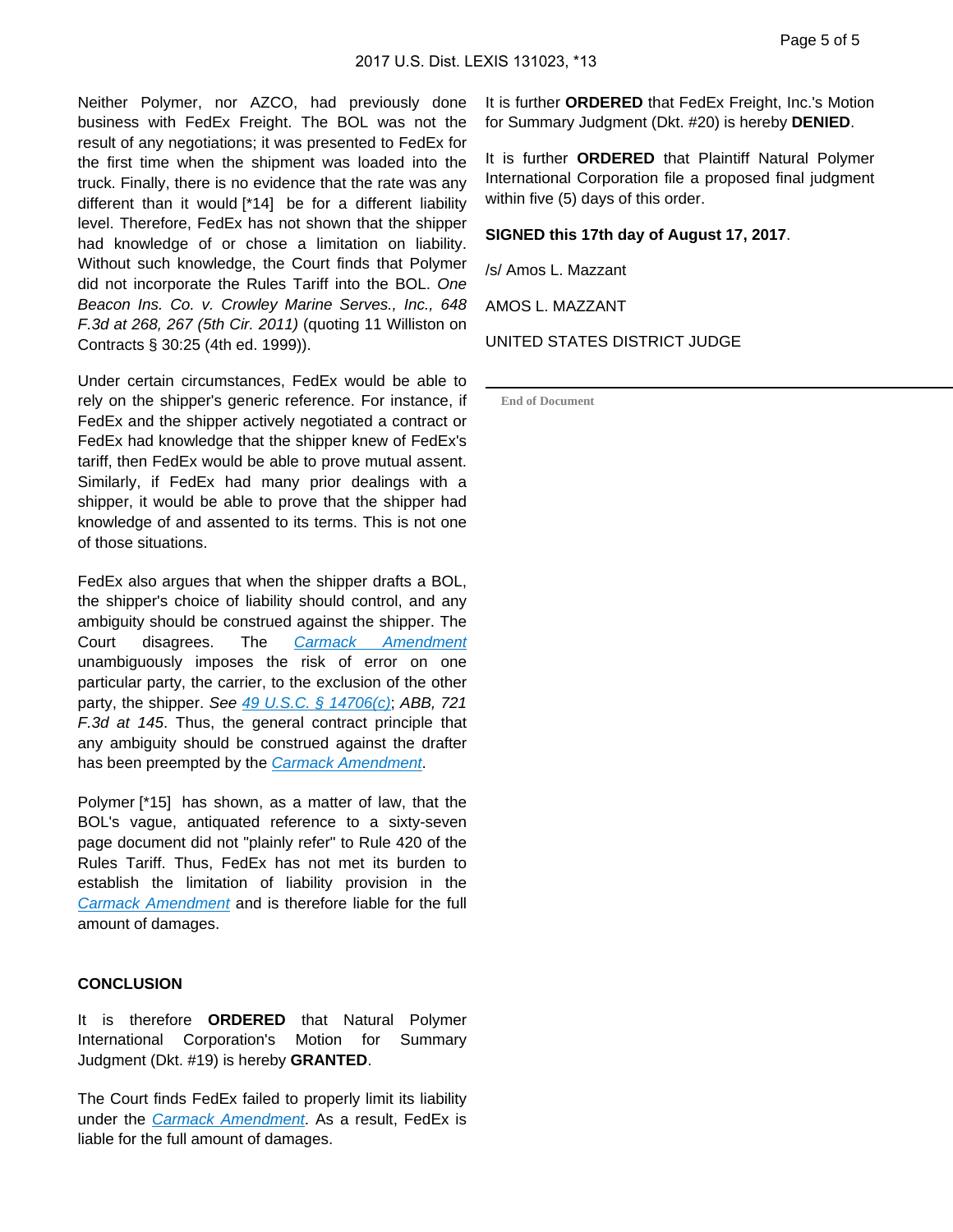Neither Polymer, nor AZCO, had previously done business with FedEx Freight. The BOL was not the result of any negotiations; it was presented to FedEx for the first time when the shipment was loaded into the truck. Finally, there is no evidence that the rate was any different than it would [*14] be for a different liability level. Therefore, FedEx has not shown that the shipper had knowledge of or chose a limitation on liability. Without such knowledge, the Court finds that Polymer did not incorporate the Rules Tariff into the BOL. *One Beacon Ins. Co. v. Crowley Marine Servs., Inc., 648 F.3d at 268, 267 (5th Cir. 2011)* (quoting 11 Williston on Contracts § 30:25 (4th ed. 1999)).

Under certain circumstances, FedEx would be able to rely on the shipper's generic reference. For instance, if FedEx and the shipper actively negotiated a contract or FedEx had knowledge that the shipper knew of FedEx's tariff, then FedEx would be able to prove mutual assent. Similarly, if FedEx had many prior dealings with a shipper, it would be able to prove that the shipper had knowledge of and assented to its terms. This is not one of those situations.

FedEx also argues that when the shipper drafts a BOL, the shipper's choice of liability should control, and any ambiguity should be construed against the shipper. The Court disagrees. The *Carmack Amendment* unambiguously imposes the risk of error on one particular party, the carrier, to the exclusion of the other party, the shipper. *See 49 U.S.C. § 14706(c)*; *ABB, 721 F.3d at 145*. Thus, the general contract principle that any ambiguity should be construed against the drafter has been preempted by the *Carmack Amendment*.

Polymer [*15] has shown, as a matter of law, that the BOL's vague, antiquated reference to a sixty-seven page document did not "plainly refer" to Rule 420 of the Rules Tariff. Thus, FedEx has not met its burden to establish the limitation of liability provision in the *Carmack Amendment* and is therefore liable for the full amount of damages.

**CONCLUSION**

It is therefore **ORDERED** that Natural Polymer International Corporation's Motion for Summary Judgment (Dkt. #19) is hereby **GRANTED**.

The Court finds FedEx failed to properly limit its liability under the *Carmack Amendment*. As a result, FedEx is liable for the full amount of damages.

It is further **ORDERED** that FedEx Freight, Inc.'s Motion for Summary Judgment (Dkt. #20) is hereby **DENIED**.

It is further **ORDERED** that Plaintiff Natural Polymer International Corporation file a proposed final judgment within five (5) days of this order.

**SIGNED this 17th day of August 17, 2017**.

/s/ Amos L. Mazzant

AMOS L. MAZZANT

UNITED STATES DISTRICT JUDGE

---

End of Document